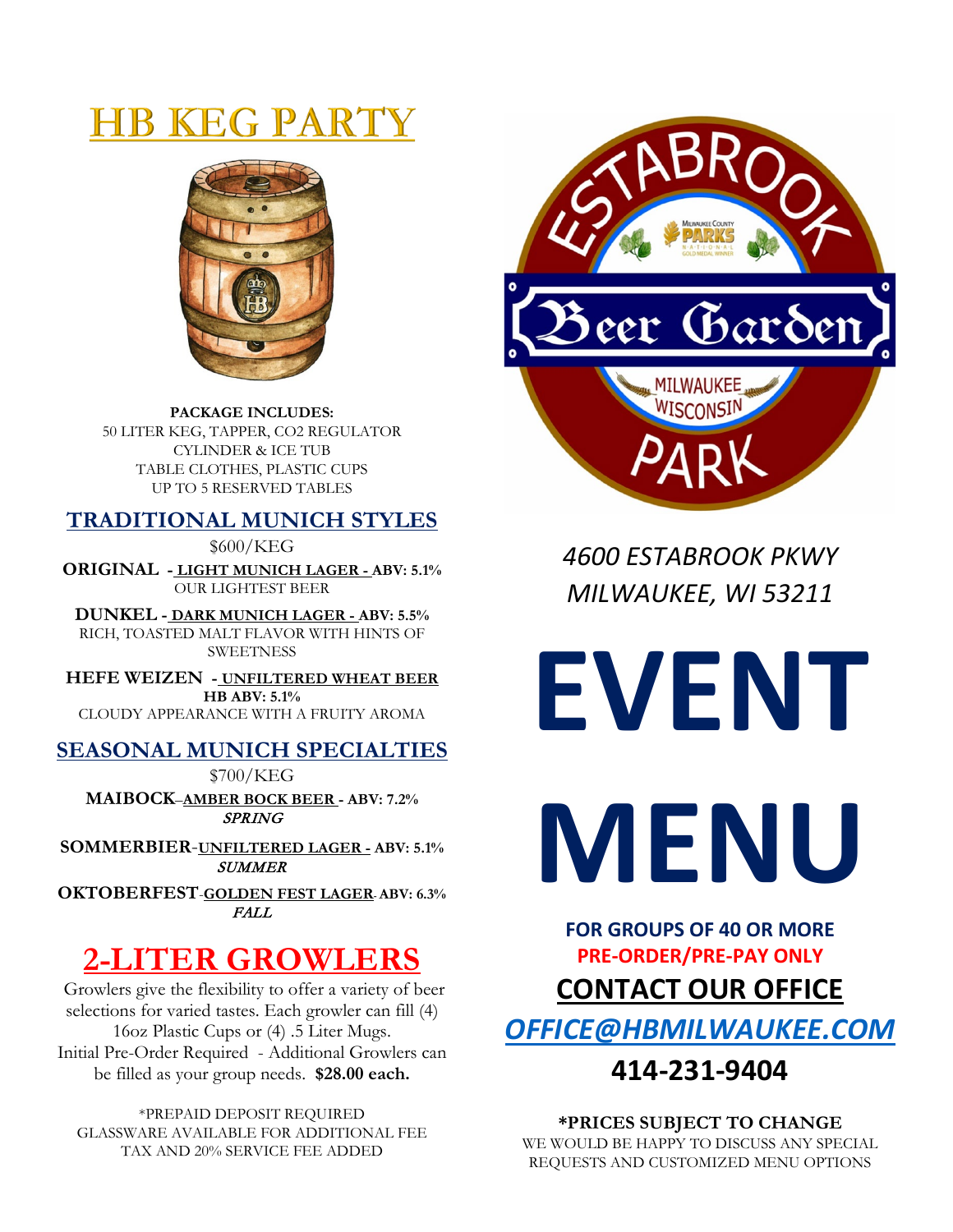# HB KEG PARTY

**PACKAGE INCLUDES:**
50 LITER KEG, TAPPER, CO2 REGULATOR
CYLINDER & ICE TUB
TABLE CLOTHES, PLASTIC CUPS
UP TO 5 RESERVED TABLES

## TRADITIONAL MUNICH STYLES

$600/KEG

**ORIGINAL - LIGHT MUNICH LAGER - ABV: 5.1%**
OUR LIGHTEST BEER

**DUNKEL - DARK MUNICH LAGER - ABV: 5.5%**
RICH, TOASTED MALT FLAVOR WITH HINTS OF SWEETNESS

**HEFE WEIZEN - UNFILTERED WHEAT BEER**
**HB ABV: 5.1%**
CLOUDY APPEARANCE WITH A FRUITY AROMA

## SEASONAL MUNICH SPECIALTIES

$700/KEG

**MAIBOCK–AMBER BOCK BEER - ABV: 7.2%**
***SPRING***

**SOMMERBIER-UNFILTERED LAGER - ABV: 5.1%**
***SUMMER***

**OKTOBERFEST-GOLDEN FEST LAGER- ABV: 6.3%**
***FALL***

## 2-LITER GROWLERS

Growlers give the flexibility to offer a variety of beer selections for varied tastes. Each growler can fill (4) 16oz Plastic Cups or (4) .5 Liter Mugs.
Initial Pre-Order Required - Additional Growlers can be filled as your group needs. **$28.00 each.**

*PREPAID DEPOSIT REQUIRED
GLASSWARE AVAILABLE FOR ADDITIONAL FEE
TAX AND 20% SERVICE FEE ADDED

ESTABROOK Beer Garden PARK
MILWAUKEE WISCONSIN

*4600 ESTABROOK PKWY*
*MILWAUKEE, WI 53211*

# EVENT MENU

**FOR GROUPS OF 40 OR MORE**
**PRE-ORDER/PRE-PAY ONLY**

## CONTACT OUR OFFICE

*OFFICE@HBMILWAUKEE.COM*

**414-231-9404**

***PRICES SUBJECT TO CHANGE**
WE WOULD BE HAPPY TO DISCUSS ANY SPECIAL REQUESTS AND CUSTOMIZED MENU OPTIONS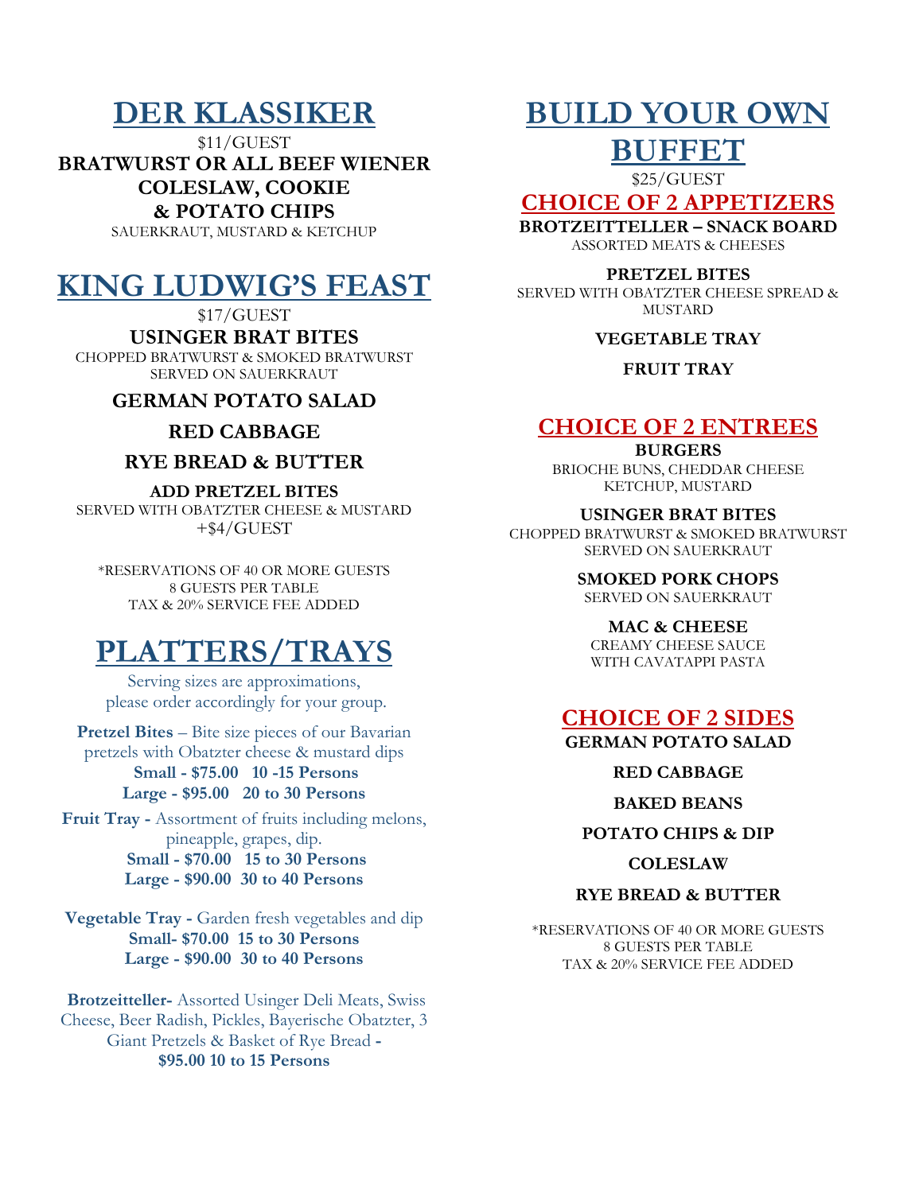# DER KLASSIKER

$11/GUEST

**BRATWURST OR ALL BEEF WIENER**
**COLESLAW, COOKIE**
**& POTATO CHIPS**

SAUERKRAUT, MUSTARD & KETCHUP

# KING LUDWIG'S FEAST

$17/GUEST

**USINGER BRAT BITES**

CHOPPED BRATWURST & SMOKED BRATWURST SERVED ON SAUERKRAUT

**GERMAN POTATO SALAD**

**RED CABBAGE**

**RYE BREAD & BUTTER**

**ADD PRETZEL BITES**

SERVED WITH OBATZTER CHEESE & MUSTARD
+$4/GUEST

*RESERVATIONS OF 40 OR MORE GUESTS
8 GUESTS PER TABLE
TAX & 20% SERVICE FEE ADDED

# PLATTERS/TRAYS

Serving sizes are approximations, please order accordingly for your group.

**Pretzel Bites** – Bite size pieces of our Bavarian pretzels with Obatzter cheese & mustard dips
**Small - $75.00 10 -15 Persons**
**Large - $95.00 20 to 30 Persons**

**Fruit Tray -** Assortment of fruits including melons, pineapple, grapes, dip.
**Small - $70.00 15 to 30 Persons**
**Large - $90.00 30 to 40 Persons**

**Vegetable Tray -** Garden fresh vegetables and dip
**Small- $70.00 15 to 30 Persons**
**Large - $90.00 30 to 40 Persons**

**Brotzeitteller-** Assorted Usinger Deli Meats, Swiss Cheese, Beer Radish, Pickles, Bayerische Obatzter, 3 Giant Pretzels & Basket of Rye Bread **- $95.00 10 to 15 Persons**

# BUILD YOUR OWN BUFFET

$25/GUEST

## CHOICE OF 2 APPETIZERS

**BROTZEITTELLER – SNACK BOARD**

ASSORTED MEATS & CHEESES

**PRETZEL BITES**

SERVED WITH OBATZTER CHEESE SPREAD & MUSTARD

**VEGETABLE TRAY**

**FRUIT TRAY**

## CHOICE OF 2 ENTREES

**BURGERS**

BRIOCHE BUNS, CHEDDAR CHEESE KETCHUP, MUSTARD

**USINGER BRAT BITES**

CHOPPED BRATWURST & SMOKED BRATWURST SERVED ON SAUERKRAUT

**SMOKED PORK CHOPS**

SERVED ON SAUERKRAUT

**MAC & CHEESE**

CREAMY CHEESE SAUCE WITH CAVATAPPI PASTA

## CHOICE OF 2 SIDES

**GERMAN POTATO SALAD**

**RED CABBAGE**

**BAKED BEANS**

**POTATO CHIPS & DIP**

**COLESLAW**

**RYE BREAD & BUTTER**

*RESERVATIONS OF 40 OR MORE GUESTS
8 GUESTS PER TABLE
TAX & 20% SERVICE FEE ADDED